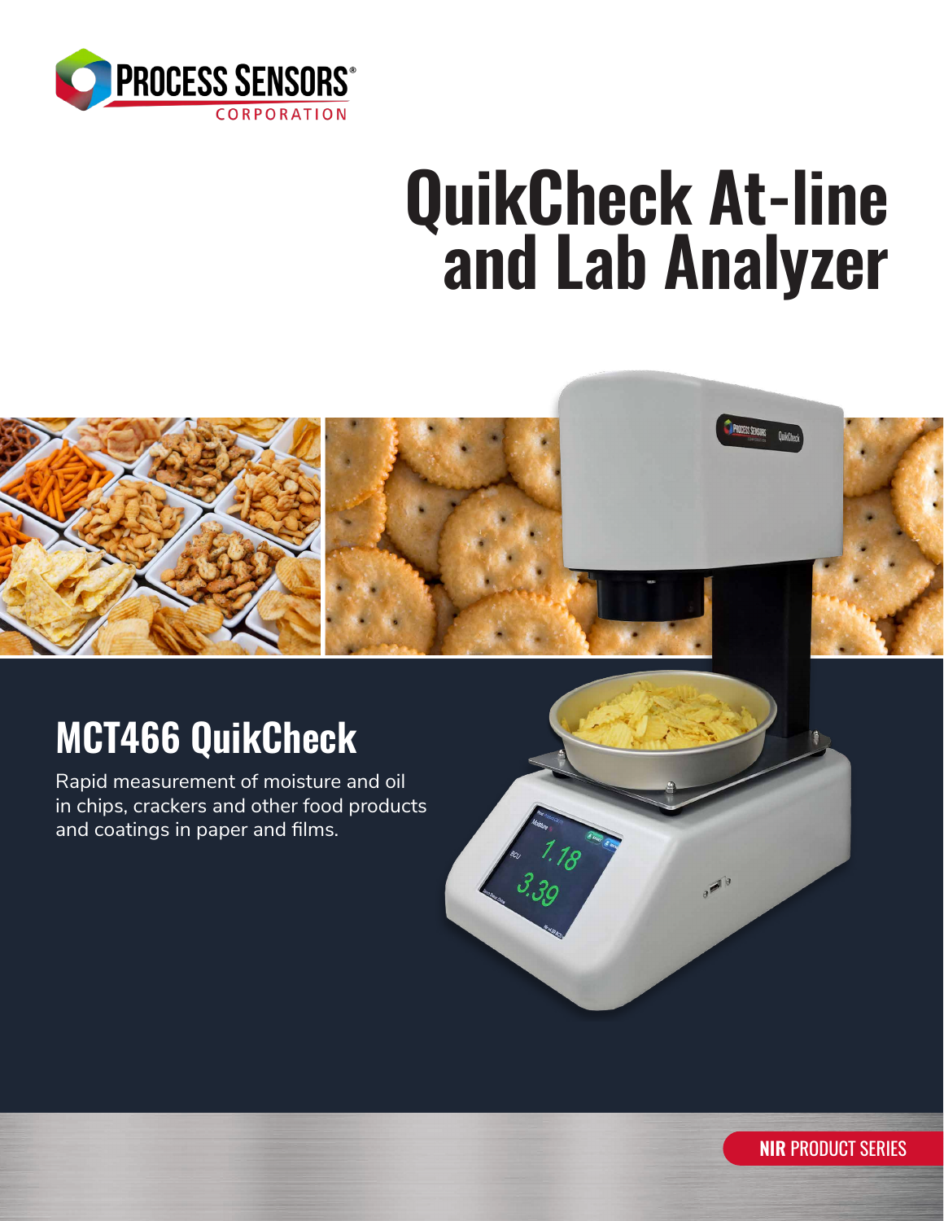PROCESS SENSORS® CORPORATION

# QuikCheck At-line and Lab Analyzer

## MCT466 QuikCheck

Rapid measurement of moisture and oil in chips, crackers and other food products and coatings in paper and films.

**NIR** PRODUCT SERIES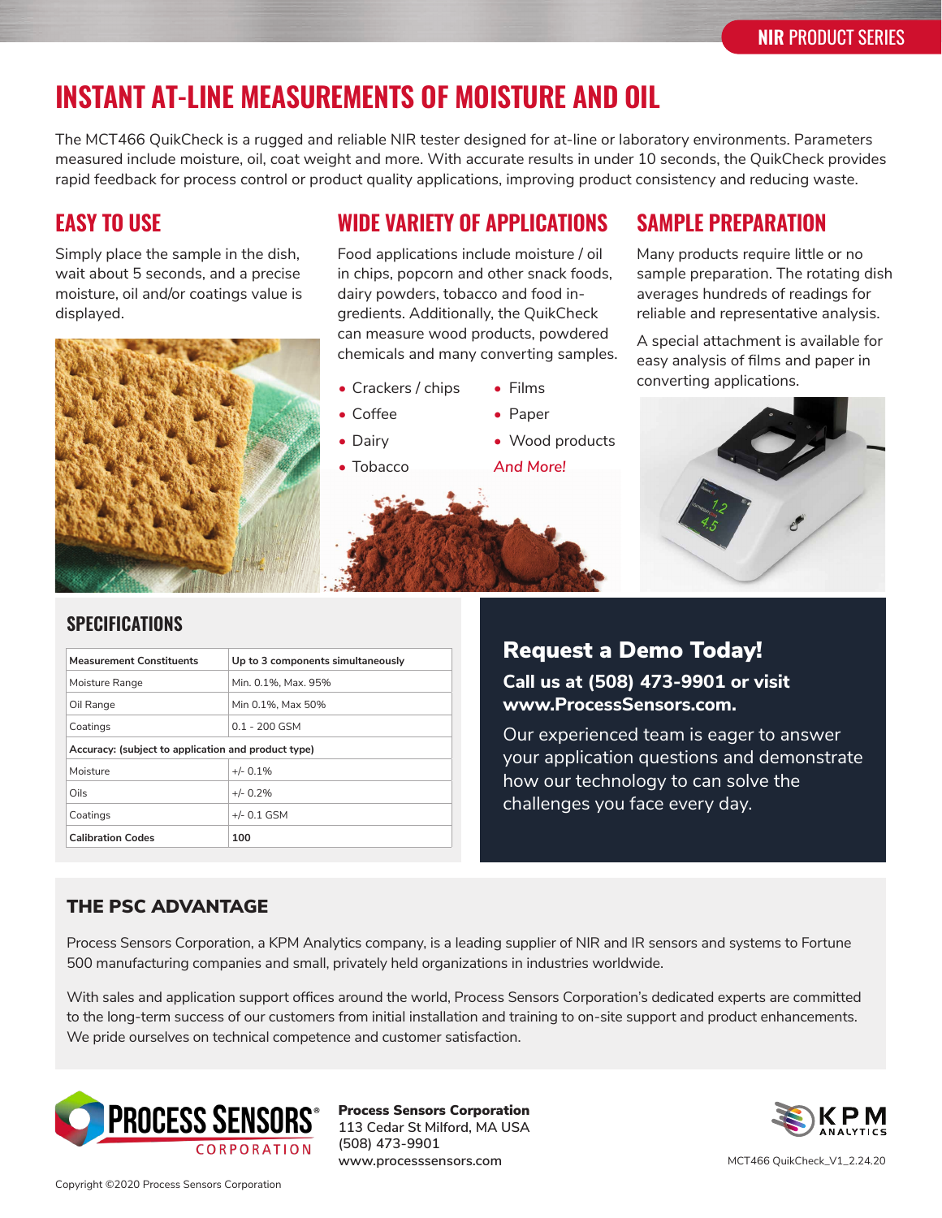# INSTANT AT-LINE MEASUREMENTS OF MOISTURE AND OIL

The MCT466 QuikCheck is a rugged and reliable NIR tester designed for at-line or laboratory environments. Parameters measured include moisture, oil, coat weight and more. With accurate results in under 10 seconds, the QuikCheck provides rapid feedback for process control or product quality applications, improving product consistency and reducing waste.

## EASY TO USE

Simply place the sample in the dish, wait about 5 seconds, and a precise moisture, oil and/or coatings value is displayed.

## WIDE VARIETY OF APPLICATIONS

Food applications include moisture / oil in chips, popcorn and other snack foods, dairy powders, tobacco and food ingredients. Additionally, the QuikCheck can measure wood products, powdered chemicals and many converting samples.

- Crackers / chips
- Coffee
- Dairy
- Tobacco
- Films
- Paper
- Wood products

*And More!*

## SAMPLE PREPARATION

Many products require little or no sample preparation. The rotating dish averages hundreds of readings for reliable and representative analysis.

A special attachment is available for easy analysis of films and paper in converting applications.

## SPECIFICATIONS

| | |
|---|---|
| **Measurement Constituents** | **Up to 3 components simultaneously** |
| Moisture Range | Min. 0.1%, Max. 95% |
| Oil Range | Min 0.1%, Max 50% |
| Coatings | 0.1 - 200 GSM |
| **Accuracy: (subject to application and product type)** | |
| Moisture | +/- 0.1% |
| Oils | +/- 0.2% |
| Coatings | +/- 0.1 GSM |
| **Calibration Codes** | **100** |

## Request a Demo Today!

**Call us at (508) 473-9901 or visit www.ProcessSensors.com.**

Our experienced team is eager to answer your application questions and demonstrate how our technology to can solve the challenges you face every day.

## THE PSC ADVANTAGE

Process Sensors Corporation, a KPM Analytics company, is a leading supplier of NIR and IR sensors and systems to Fortune 500 manufacturing companies and small, privately held organizations in industries worldwide.

With sales and application support offices around the world, Process Sensors Corporation's dedicated experts are committed to the long-term success of our customers from initial installation and training to on-site support and product enhancements. We pride ourselves on technical competence and customer satisfaction.

**Process Sensors Corporation**
113 Cedar St Milford, MA USA
(508) 473-9901
www.processsensors.com

MCT466 QuikCheck_V1_2.24.20

Copyright ©2020 Process Sensors Corporation